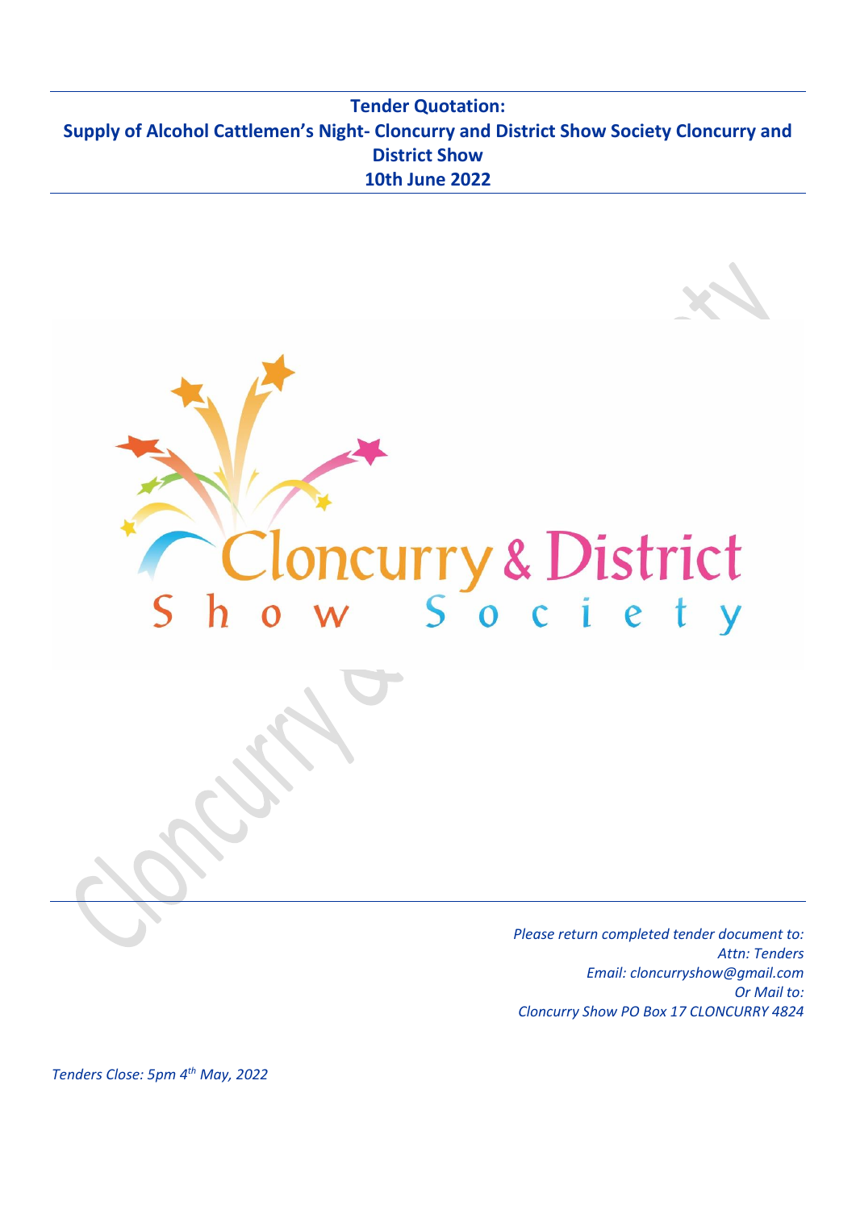# Tender Quotation:
# Supply of Alcohol Cattlemen's Night- Cloncurry and District Show Society Cloncurry and District Show
# 10th June 2022

Cloncurry & District Show Society

*Please return completed tender document to:*
*Attn: Tenders*
*Email: cloncurryshow@gmail.com*
*Or Mail to:*
*Cloncurry Show PO Box 17 CLONCURRY 4824*

*Tenders Close: 5pm 4th May, 2022*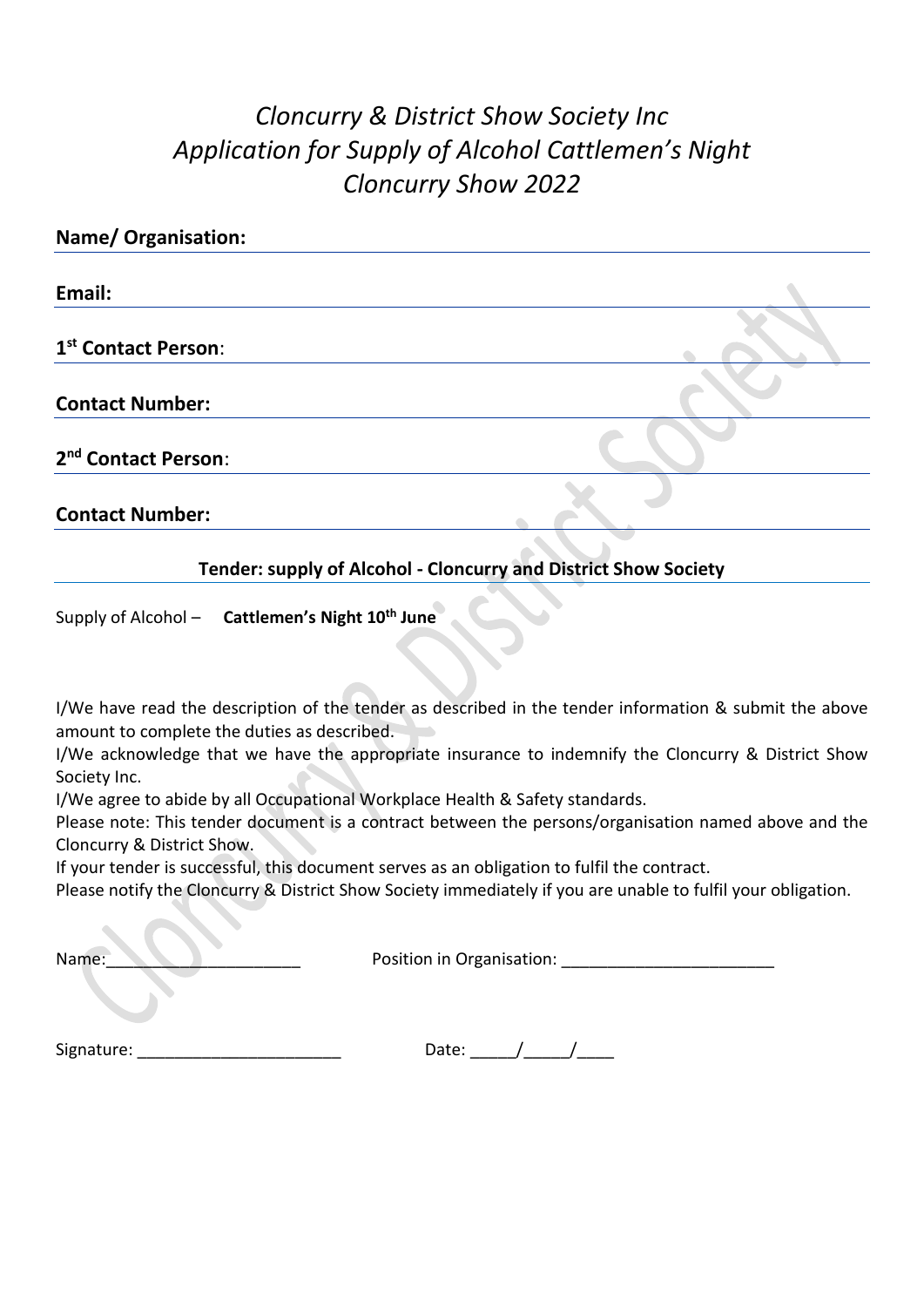# *Cloncurry & District Show Society Inc*
# *Application for Supply of Alcohol Cattlemen's Night*
# *Cloncurry Show 2022*

**Name/ Organisation:**

**Email:**

**1st Contact Person**:

**Contact Number:**

**2nd Contact Person**:

**Contact Number:**

**Tender: supply of Alcohol - Cloncurry and District Show Society**

Supply of Alcohol – **Cattlemen's Night 10th June**

I/We have read the description of the tender as described in the tender information & submit the above amount to complete the duties as described.
I/We acknowledge that we have the appropriate insurance to indemnify the Cloncurry & District Show Society Inc.
I/We agree to abide by all Occupational Workplace Health & Safety standards.
Please note: This tender document is a contract between the persons/organisation named above and the Cloncurry & District Show.
If your tender is successful, this document serves as an obligation to fulfil the contract.
Please notify the Cloncurry & District Show Society immediately if you are unable to fulfil your obligation.

Name:______________________ Position in Organisation: ________________________

Signature: ______________________ Date: _____/_____/____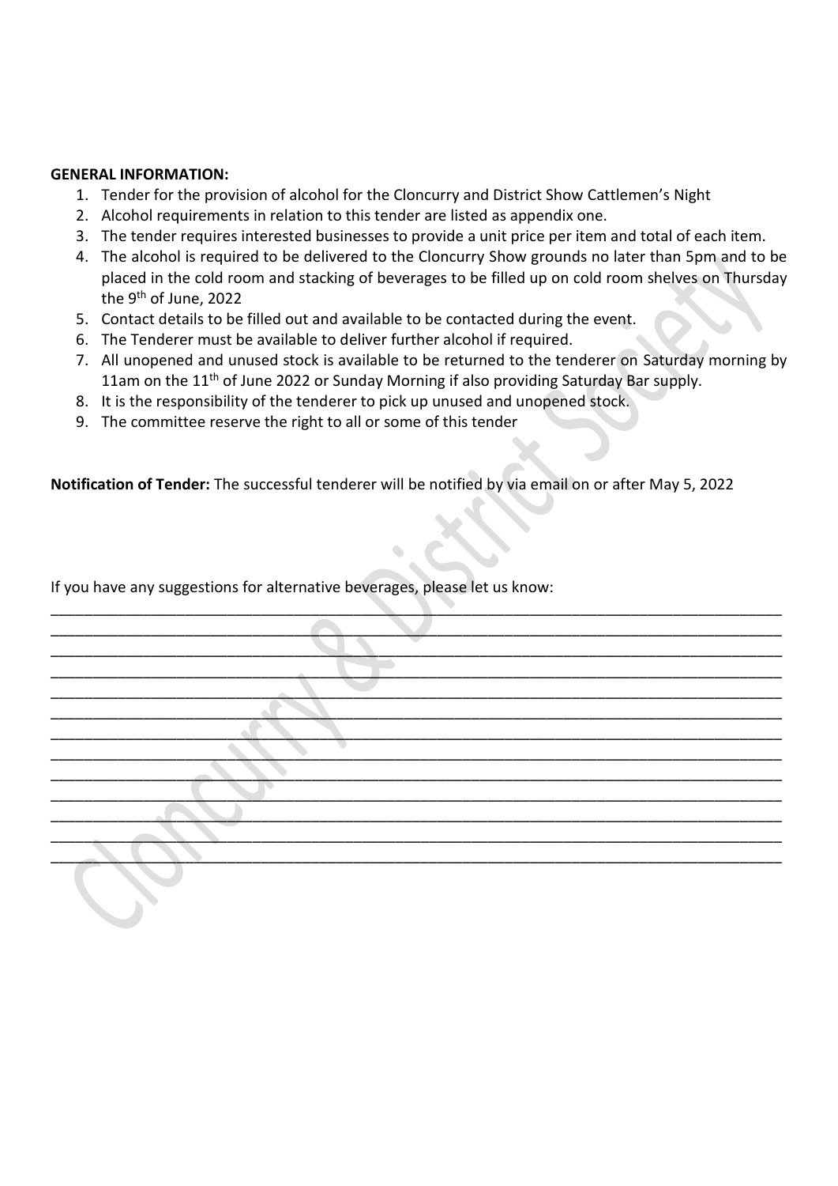**GENERAL INFORMATION:**

1. Tender for the provision of alcohol for the Cloncurry and District Show Cattlemen's Night
2. Alcohol requirements in relation to this tender are listed as appendix one.
3. The tender requires interested businesses to provide a unit price per item and total of each item.
4. The alcohol is required to be delivered to the Cloncurry Show grounds no later than 5pm and to be placed in the cold room and stacking of beverages to be filled up on cold room shelves on Thursday the 9th of June, 2022
5. Contact details to be filled out and available to be contacted during the event.
6. The Tenderer must be available to deliver further alcohol if required.
7. All unopened and unused stock is available to be returned to the tenderer on Saturday morning by 11am on the 11th of June 2022 or Sunday Morning if also providing Saturday Bar supply.
8. It is the responsibility of the tenderer to pick up unused and unopened stock.
9. The committee reserve the right to all or some of this tender

**Notification of Tender:** The successful tenderer will be notified by via email on or after May 5, 2022

If you have any suggestions for alternative beverages, please let us know:

_____________________________________________________________________________________
_____________________________________________________________________________________
_____________________________________________________________________________________
_____________________________________________________________________________________
_____________________________________________________________________________________
_____________________________________________________________________________________
_____________________________________________________________________________________
_____________________________________________________________________________________
_____________________________________________________________________________________
_____________________________________________________________________________________
_____________________________________________________________________________________
_____________________________________________________________________________________
_____________________________________________________________________________________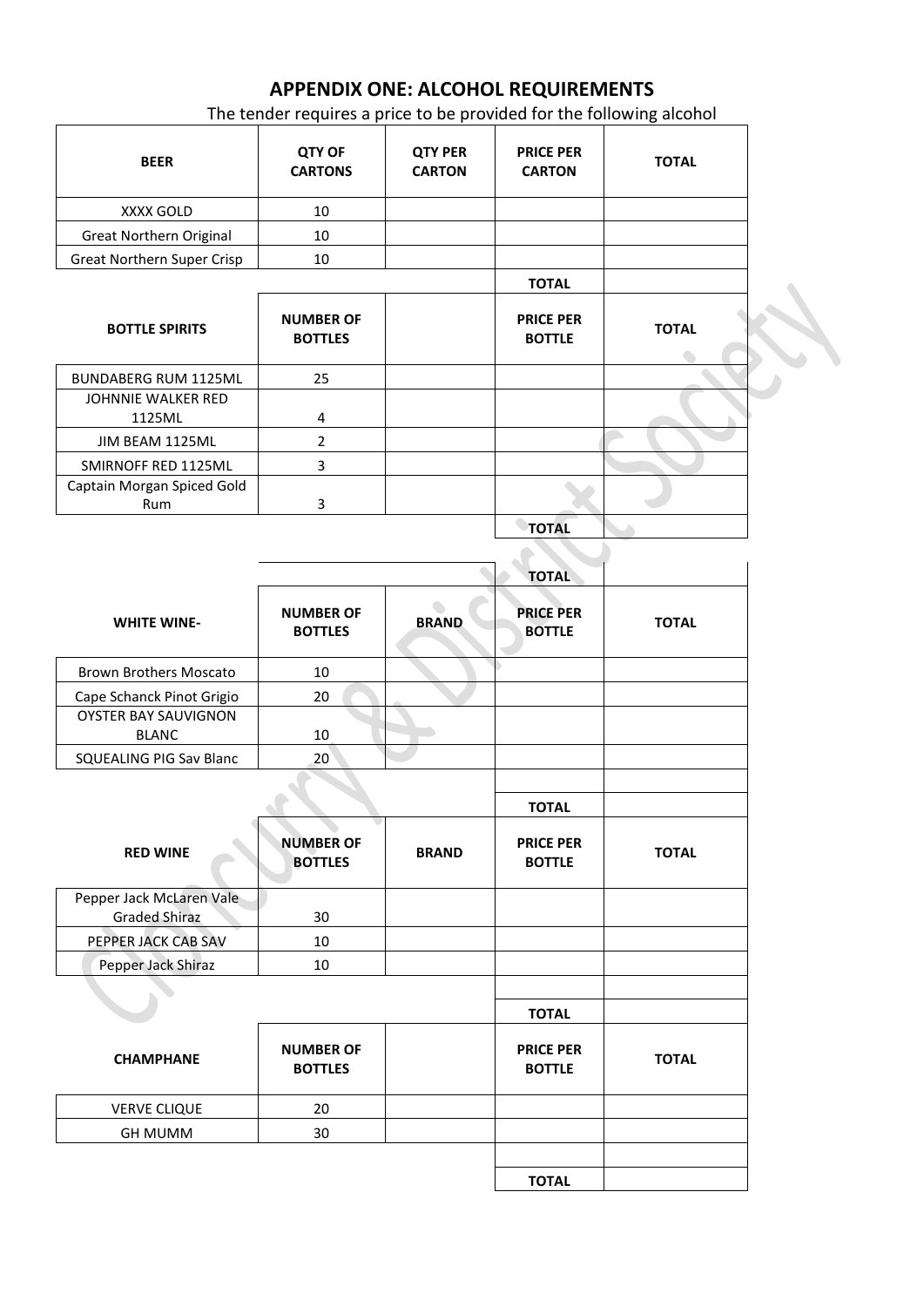## APPENDIX ONE: ALCOHOL REQUIREMENTS

The tender requires a price to be provided for the following alcohol

| BEER | QTY OF CARTONS | QTY PER CARTON | PRICE PER CARTON | TOTAL |
|---|---|---|---|---|
| XXXX GOLD | 10 | | | |
| Great Northern Original | 10 | | | |
| Great Northern Super Crisp | 10 | | | |
| | | | TOTAL | |

| BOTTLE SPIRITS | NUMBER OF BOTTLES | | PRICE PER BOTTLE | TOTAL |
|---|---|---|---|---|
| BUNDABERG RUM 1125ML | 25 | | | |
| JOHNNIE WALKER RED 1125ML | 4 | | | |
| JIM BEAM 1125ML | 2 | | | |
| SMIRNOFF RED 1125ML | 3 | | | |
| Captain Morgan Spiced Gold Rum | 3 | | | |
| | | | TOTAL | |

| | | | TOTAL | |
|---|---|---|---|---|
| **WHITE WINE-** | **NUMBER OF BOTTLES** | **BRAND** | **PRICE PER BOTTLE** | **TOTAL** |
| Brown Brothers Moscato | 10 | | | |
| Cape Schanck Pinot Grigio | 20 | | | |
| OYSTER BAY SAUVIGNON BLANC | 10 | | | |
| SQUEALING PIG Sav Blanc | 20 | | | |
| | | | | |
| | | | TOTAL | |

| RED WINE | NUMBER OF BOTTLES | BRAND | PRICE PER BOTTLE | TOTAL |
|---|---|---|---|---|
| Pepper Jack McLaren Vale Graded Shiraz | 30 | | | |
| PEPPER JACK CAB SAV | 10 | | | |
| Pepper Jack Shiraz | 10 | | | |
| | | | | |
| | | | TOTAL | |

| CHAMPHANE | NUMBER OF BOTTLES | | PRICE PER BOTTLE | TOTAL |
|---|---|---|---|---|
| VERVE CLIQUE | 20 | | | |
| GH MUMM | 30 | | | |
| | | | | |
| | | | TOTAL | |